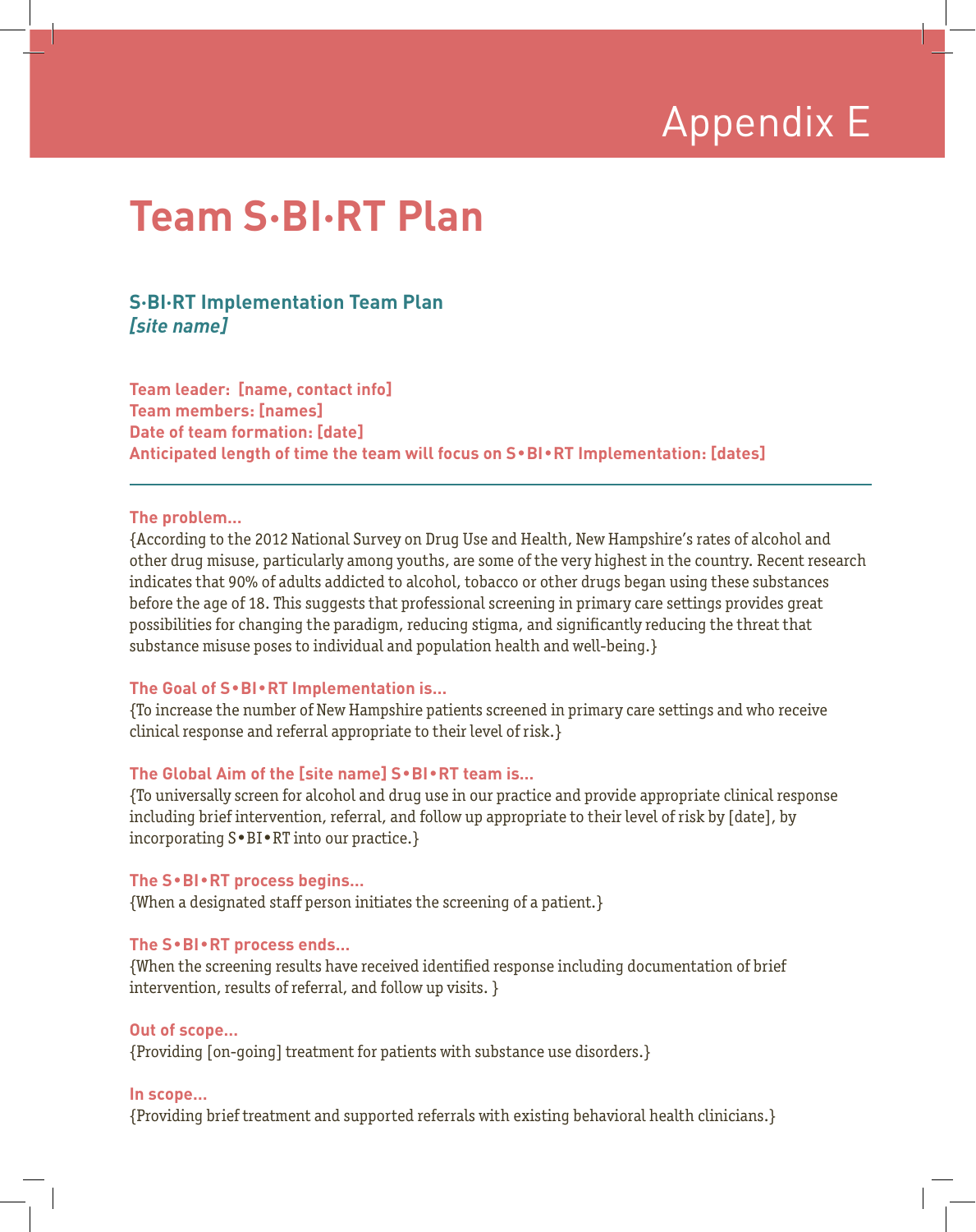# Appendix E

# Team S·BI·RT Plan

## S·BI·RT Implementation Team Plan
***[site name]***

**Team leader:  [name, contact info]**
**Team members: [names]**
**Date of team formation: [date]**
**Anticipated length of time the team will focus on S•BI•RT Implementation: [dates]**

---

**The problem...**
{According to the 2012 National Survey on Drug Use and Health, New Hampshire's rates of alcohol and other drug misuse, particularly among youths, are some of the very highest in the country. Recent research indicates that 90% of adults addicted to alcohol, tobacco or other drugs began using these substances before the age of 18. This suggests that professional screening in primary care settings provides great possibilities for changing the paradigm, reducing stigma, and significantly reducing the threat that substance misuse poses to individual and population health and well-being.}

**The Goal of S•BI•RT Implementation is...**
{To increase the number of New Hampshire patients screened in primary care settings and who receive clinical response and referral appropriate to their level of risk.}

**The Global Aim of the [site name] S•BI•RT team is...**
{To universally screen for alcohol and drug use in our practice and provide appropriate clinical response including brief intervention, referral, and follow up appropriate to their level of risk by [date], by incorporating S•BI•RT into our practice.}

**The S•BI•RT process begins...**
{When a designated staff person initiates the screening of a patient.}

**The S•BI•RT process ends...**
{When the screening results have received identified response including documentation of brief intervention, results of referral, and follow up visits. }

**Out of scope...**
{Providing [on-going] treatment for patients with substance use disorders.}

**In scope...**
{Providing brief treatment and supported referrals with existing behavioral health clinicians.}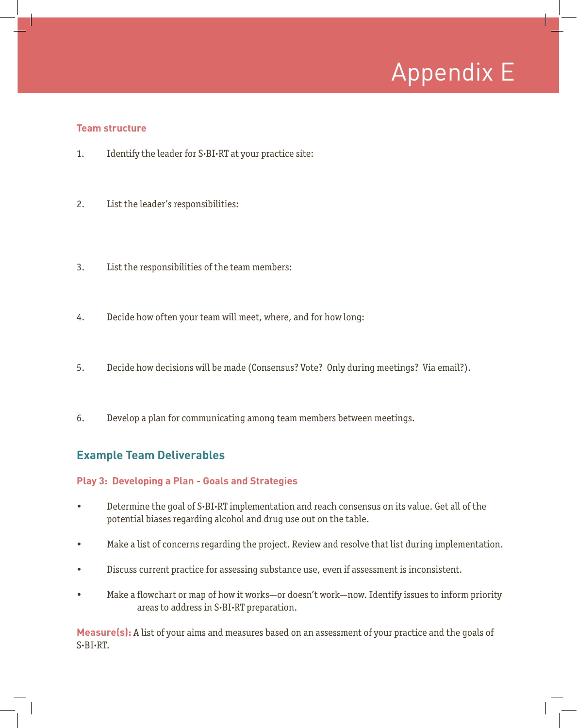# Appendix E

### Team structure

1. Identify the leader for S•BI•RT at your practice site:

2. List the leader's responsibilities:

3. List the responsibilities of the team members:

4. Decide how often your team will meet, where, and for how long:

5. Decide how decisions will be made (Consensus? Vote? Only during meetings? Via email?).

6. Develop a plan for communicating among team members between meetings.

## Example Team Deliverables

### Play 3: Developing a Plan - Goals and Strategies

- Determine the goal of S•BI•RT implementation and reach consensus on its value. Get all of the potential biases regarding alcohol and drug use out on the table.
- Make a list of concerns regarding the project. Review and resolve that list during implementation.
- Discuss current practice for assessing substance use, even if assessment is inconsistent.
- Make a flowchart or map of how it works—or doesn't work—now. Identify issues to inform priority areas to address in S•BI•RT preparation.

**Measure(s):** A list of your aims and measures based on an assessment of your practice and the goals of S•BI•RT.